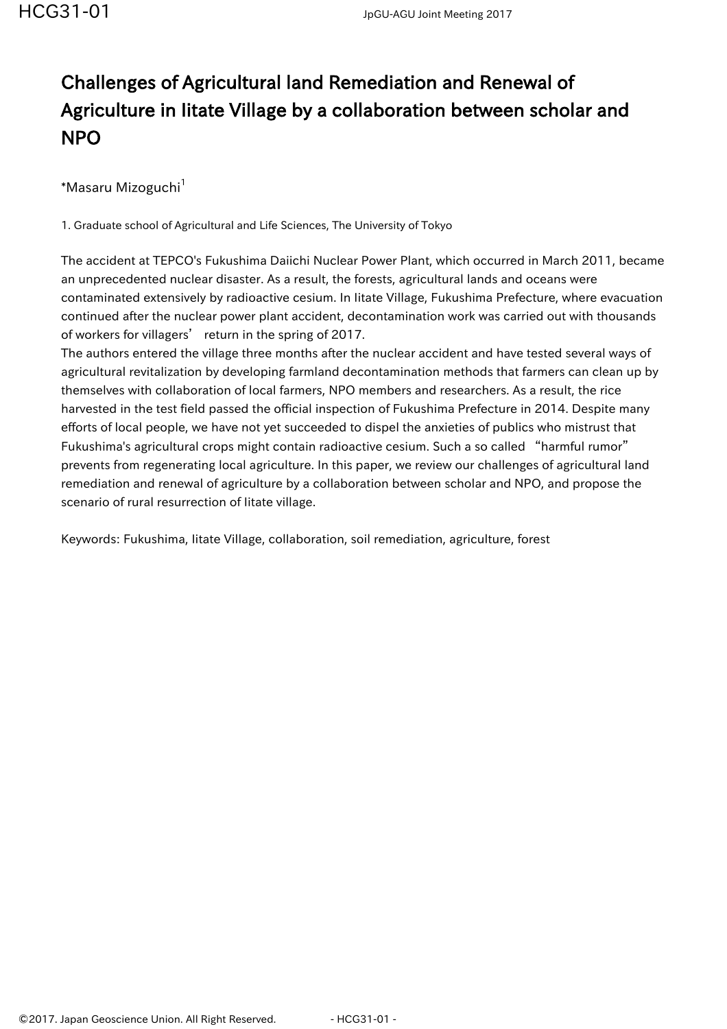# Challenges of Agricultural land Remediation and Renewal of Agriculture in Iitate Village by a collaboration between scholar and NPO

*Masaru Mizoguchi[1]

1. Graduate school of Agricultural and Life Sciences, The University of Tokyo

The accident at TEPCO's Fukushima Daiichi Nuclear Power Plant, which occurred in March 2011, became an unprecedented nuclear disaster. As a result, the forests, agricultural lands and oceans were contaminated extensively by radioactive cesium. In Iitate Village, Fukushima Prefecture, where evacuation continued after the nuclear power plant accident, decontamination work was carried out with thousands of workers for villagers' return in the spring of 2017.
The authors entered the village three months after the nuclear accident and have tested several ways of agricultural revitalization by developing farmland decontamination methods that farmers can clean up by themselves with collaboration of local farmers, NPO members and researchers. As a result, the rice harvested in the test field passed the official inspection of Fukushima Prefecture in 2014. Despite many efforts of local people, we have not yet succeeded to dispel the anxieties of publics who mistrust that Fukushima's agricultural crops might contain radioactive cesium. Such a so called "harmful rumor" prevents from regenerating local agriculture. In this paper, we review our challenges of agricultural land remediation and renewal of agriculture by a collaboration between scholar and NPO, and propose the scenario of rural resurrection of Iitate village.

Keywords: Fukushima, Iitate Village, collaboration, soil remediation, agriculture, forest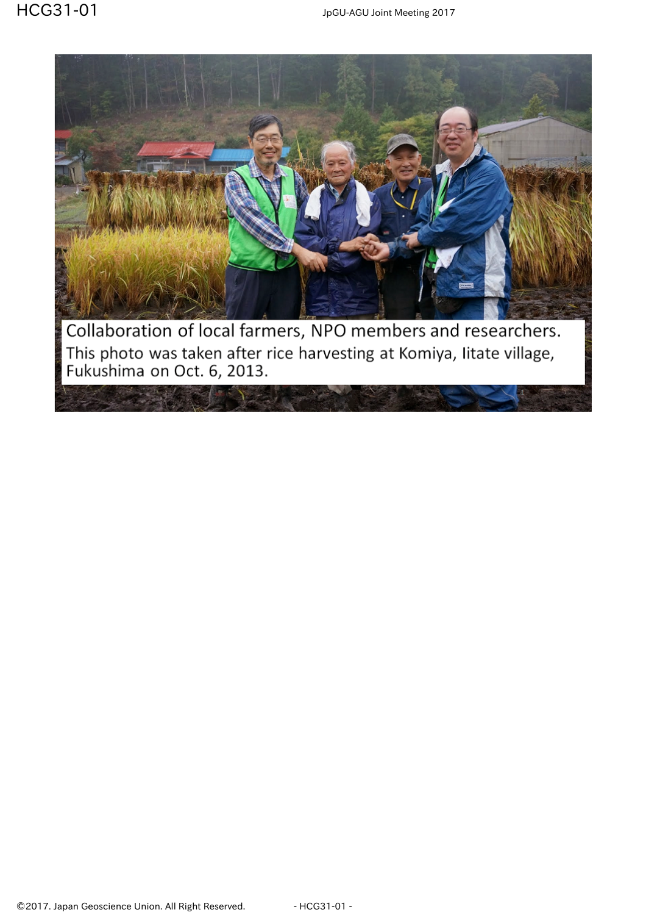Collaboration of local farmers, NPO members and researchers.

This photo was taken after rice harvesting at Komiya, Iitate village, Fukushima on Oct. 6, 2013.